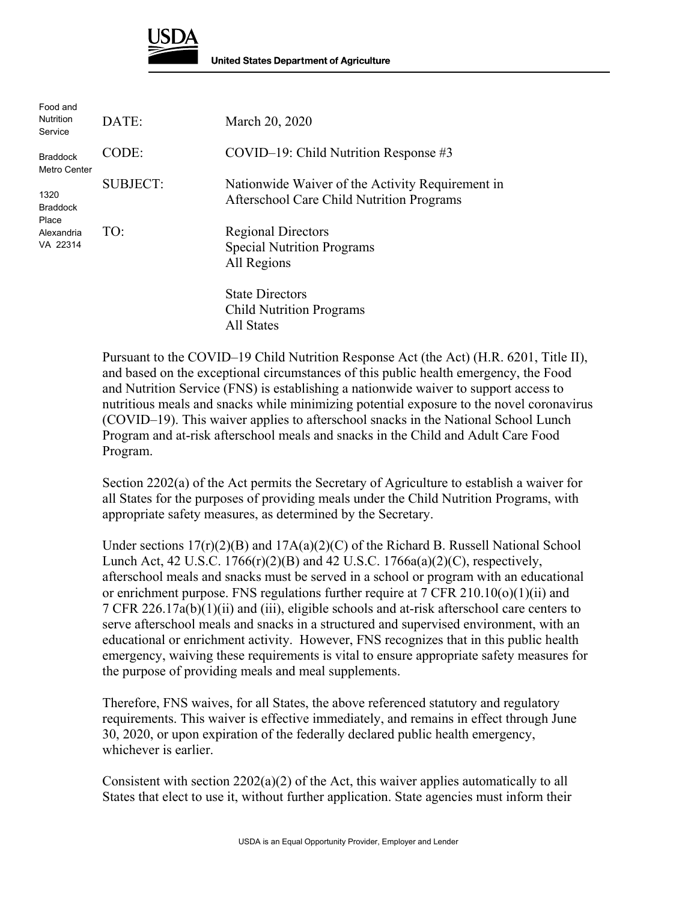**United States Department of Agriculture**

Food and Nutrition Service

Braddock Metro Center

1320 Braddock Place
Alexandria VA 22314

| | |
|---|---|
| DATE: | March 20, 2020 |
| CODE: | COVID–19: Child Nutrition Response #3 |
| SUBJECT: | Nationwide Waiver of the Activity Requirement in Afterschool Care Child Nutrition Programs |
| TO: | Regional Directors<br>Special Nutrition Programs<br>All Regions<br><br>State Directors<br>Child Nutrition Programs<br>All States |

Pursuant to the COVID–19 Child Nutrition Response Act (the Act) (H.R. 6201, Title II), and based on the exceptional circumstances of this public health emergency, the Food and Nutrition Service (FNS) is establishing a nationwide waiver to support access to nutritious meals and snacks while minimizing potential exposure to the novel coronavirus (COVID–19). This waiver applies to afterschool snacks in the National School Lunch Program and at-risk afterschool meals and snacks in the Child and Adult Care Food Program.

Section 2202(a) of the Act permits the Secretary of Agriculture to establish a waiver for all States for the purposes of providing meals under the Child Nutrition Programs, with appropriate safety measures, as determined by the Secretary.

Under sections 17(r)(2)(B) and 17A(a)(2)(C) of the Richard B. Russell National School Lunch Act, 42 U.S.C. 1766(r)(2)(B) and 42 U.S.C. 1766a(a)(2)(C), respectively, afterschool meals and snacks must be served in a school or program with an educational or enrichment purpose. FNS regulations further require at 7 CFR 210.10(o)(1)(ii) and 7 CFR 226.17a(b)(1)(ii) and (iii), eligible schools and at-risk afterschool care centers to serve afterschool meals and snacks in a structured and supervised environment, with an educational or enrichment activity. However, FNS recognizes that in this public health emergency, waiving these requirements is vital to ensure appropriate safety measures for the purpose of providing meals and meal supplements.

Therefore, FNS waives, for all States, the above referenced statutory and regulatory requirements. This waiver is effective immediately, and remains in effect through June 30, 2020, or upon expiration of the federally declared public health emergency, whichever is earlier.

Consistent with section 2202(a)(2) of the Act, this waiver applies automatically to all States that elect to use it, without further application. State agencies must inform their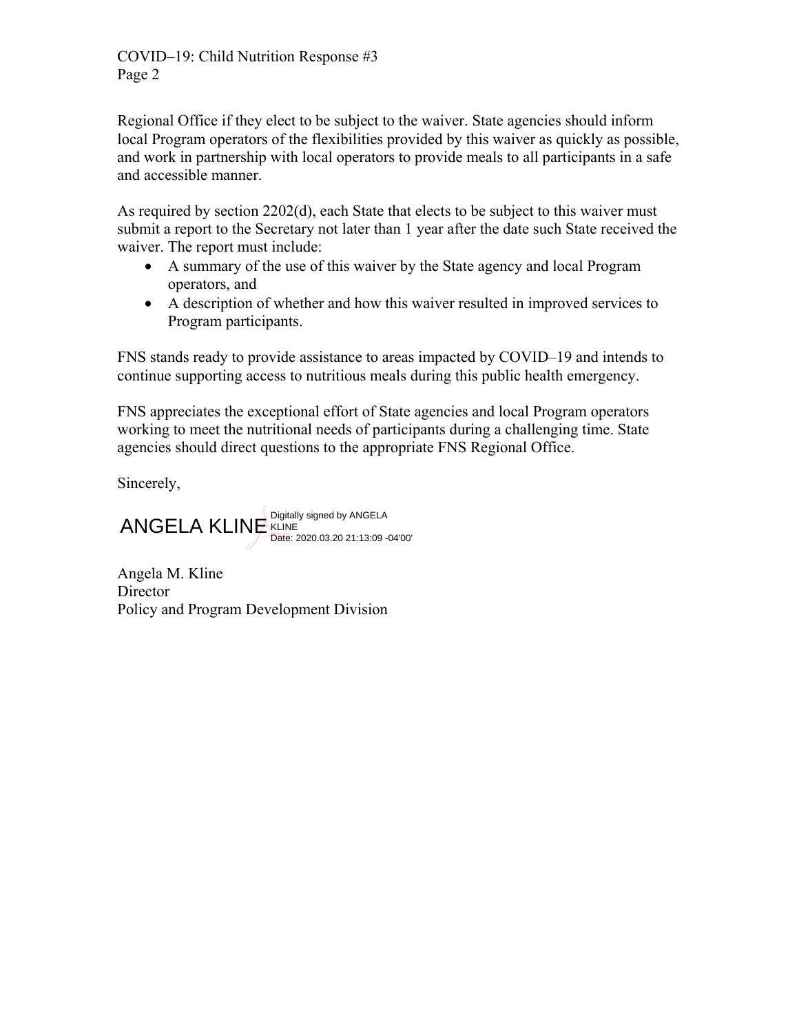Regional Office if they elect to be subject to the waiver. State agencies should inform local Program operators of the flexibilities provided by this waiver as quickly as possible, and work in partnership with local operators to provide meals to all participants in a safe and accessible manner.

As required by section 2202(d), each State that elects to be subject to this waiver must submit a report to the Secretary not later than 1 year after the date such State received the waiver. The report must include:

- A summary of the use of this waiver by the State agency and local Program operators, and
- A description of whether and how this waiver resulted in improved services to Program participants.

FNS stands ready to provide assistance to areas impacted by COVID–19 and intends to continue supporting access to nutritious meals during this public health emergency.

FNS appreciates the exceptional effort of State agencies and local Program operators working to meet the nutritional needs of participants during a challenging time. State agencies should direct questions to the appropriate FNS Regional Office.

Sincerely,

ANGELA KLINE Digitally signed by ANGELA KLINE
Date: 2020.03.20 21:13:09 -04'00'

Angela M. Kline
Director
Policy and Program Development Division